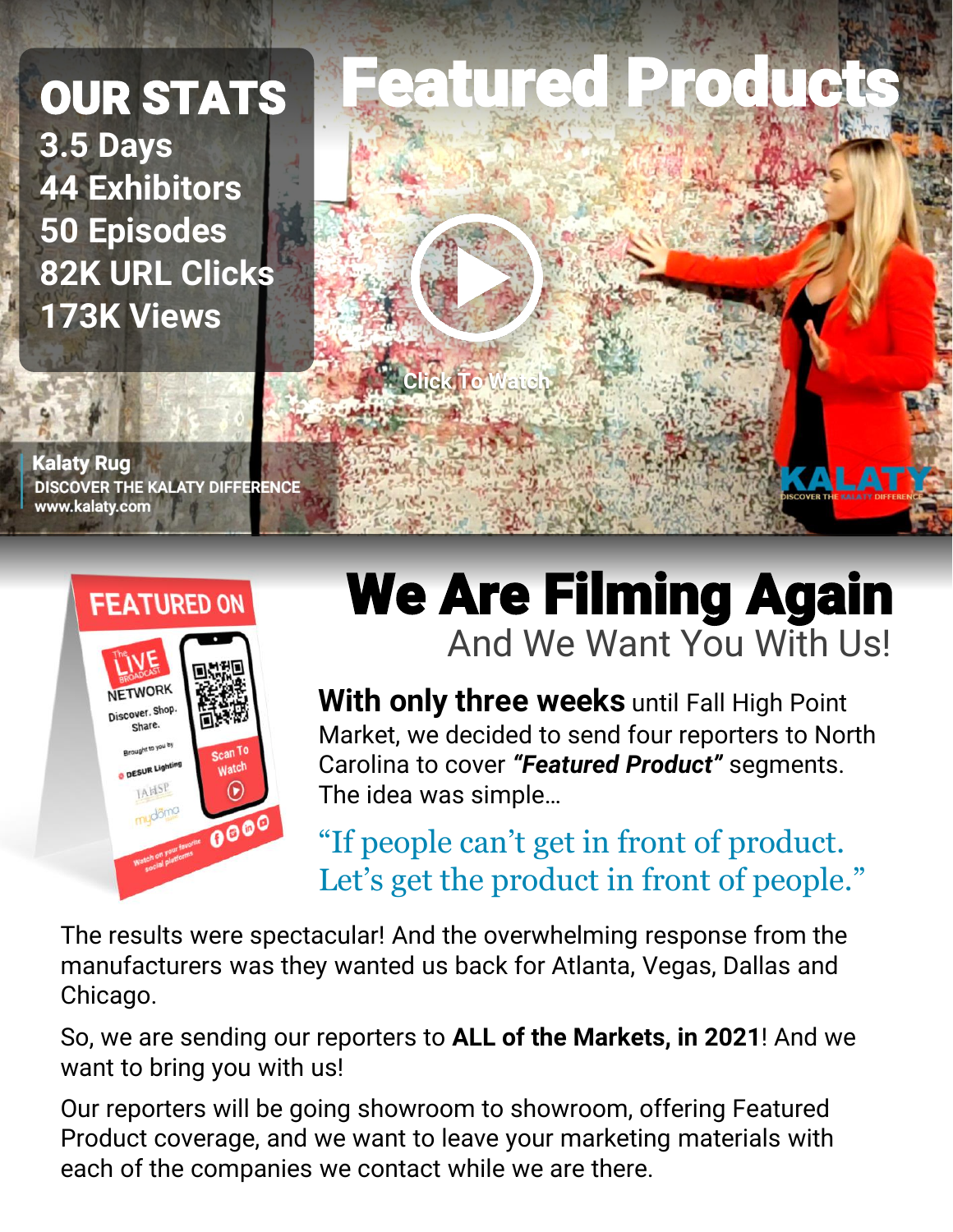## OUR STATS

3.5 Days
44 Exhibitors
50 Episodes
82K URL Clicks
173K Views

# Featured Products

Click To Watch

**Kalaty Rug**
DISCOVER THE KALATY DIFFERENCE
www.kalaty.com

# We Are Filming Again

## And We Want You With Us!

**With only three weeks** until Fall High Point Market, we decided to send four reporters to North Carolina to cover ***"Featured Product"*** segments. The idea was simple…

"If people can't get in front of product. Let's get the product in front of people."

The results were spectacular! And the overwhelming response from the manufacturers was they wanted us back for Atlanta, Vegas, Dallas and Chicago.

So, we are sending our reporters to **ALL of the Markets, in 2021**! And we want to bring you with us!

Our reporters will be going showroom to showroom, offering Featured Product coverage, and we want to leave your marketing materials with each of the companies we contact while we are there.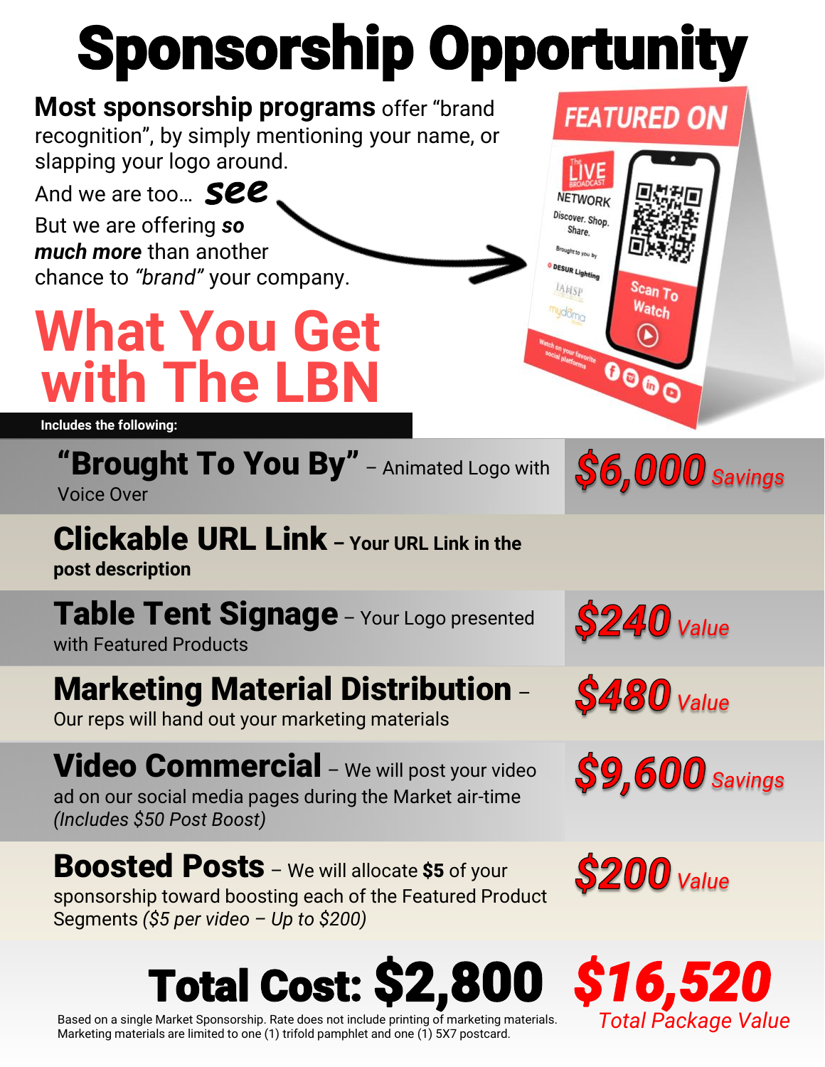# Sponsorship Opportunity

**Most sponsorship programs** offer "brand recognition", by simply mentioning your name, or slapping your logo around.

And we are too… *see*

But we are offering ***so much more*** than another chance to *"brand"* your company.

FEATURED ON

The LIVE BROADCAST NETWORK

Discover. Shop. Share.

Brought to you by

DESUR Lighting

IAHSP

mydoma

Scan To Watch

Watch on your favorite social platforms

## What You Get with The LBN

**Includes the following:**

| | |
|---|---|
| **"Brought To You By"** – Animated Logo with Voice Over | ***$6,000*** *Savings* |
| **Clickable URL Link – Your URL Link in the post description** | |
| **Table Tent Signage** – Your Logo presented with Featured Products | ***$240*** *Value* |
| **Marketing Material Distribution** – Our reps will hand out your marketing materials | ***$480*** *Value* |
| **Video Commercial** – We will post your video ad on our social media pages during the Market air-time *(Includes $50 Post Boost)* | ***$9,600*** *Savings* |
| **Boosted Posts** – We will allocate **$5** of your sponsorship toward boosting each of the Featured Product Segments *($5 per video – Up to $200)* | ***$200*** *Value* |

**Total Cost: $2,800** ***$16,520*** *Total Package Value*

Based on a single Market Sponsorship. Rate does not include printing of marketing materials. Marketing materials are limited to one (1) trifold pamphlet and one (1) 5X7 postcard.